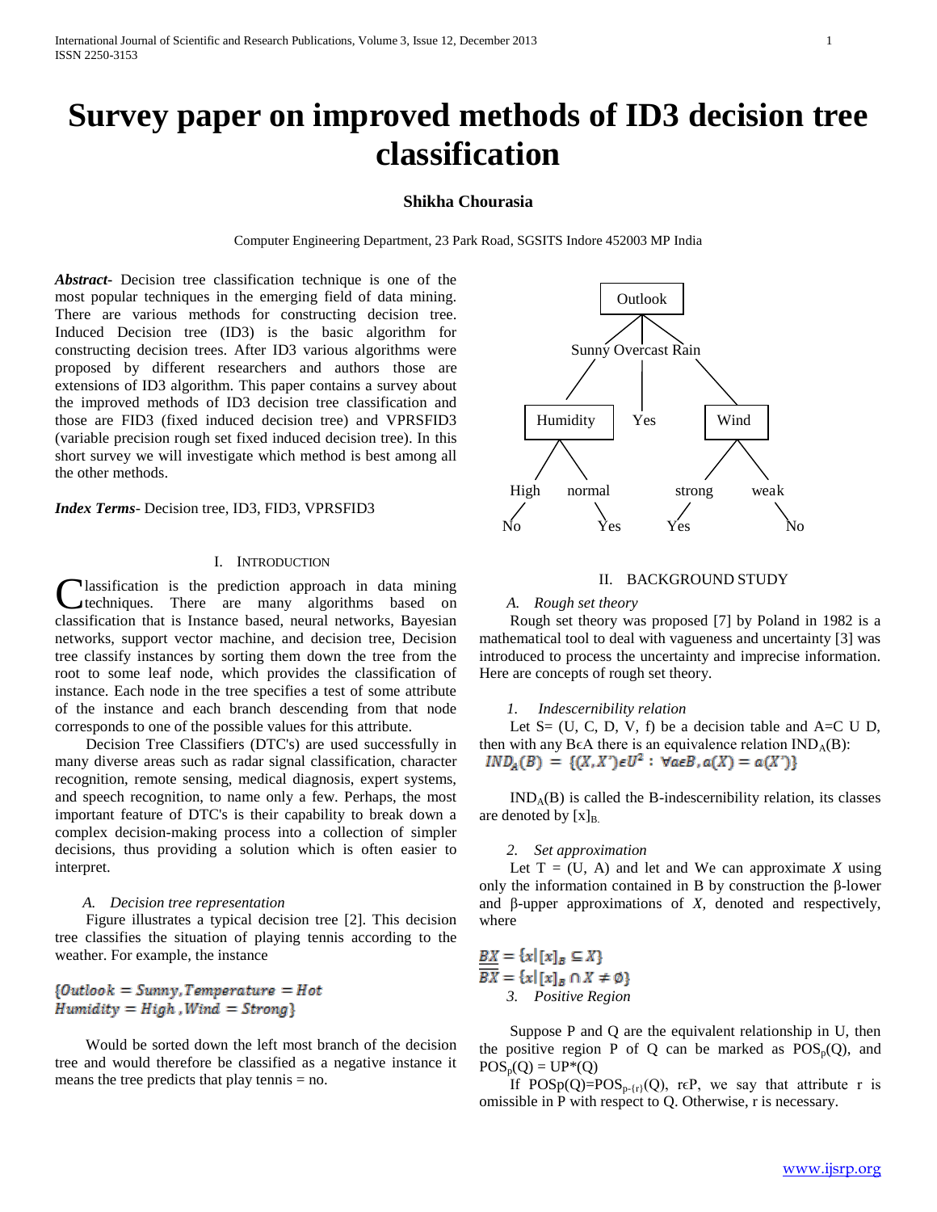# Survey paper on improved methods of ID3 decision tree classification

**Shikha Chourasia**

Computer Engineering Department, 23 Park Road, SGSITS Indore 452003 MP India

***Abstract***- Decision tree classification technique is one of the most popular techniques in the emerging field of data mining. There are various methods for constructing decision tree. Induced Decision tree (ID3) is the basic algorithm for constructing decision trees. After ID3 various algorithms were proposed by different researchers and authors those are extensions of ID3 algorithm. This paper contains a survey about the improved methods of ID3 decision tree classification and those are FID3 (fixed induced decision tree) and VPRSFID3 (variable precision rough set fixed induced decision tree). In this short survey we will investigate which method is best among all the other methods.

***Index Terms***- Decision tree, ID3, FID3, VPRSFID3

## I. Introduction

Classification is the prediction approach in data mining techniques. There are many algorithms based on classification that is Instance based, neural networks, Bayesian networks, support vector machine, and decision tree, Decision tree classify instances by sorting them down the tree from the root to some leaf node, which provides the classification of instance. Each node in the tree specifies a test of some attribute of the instance and each branch descending from that node corresponds to one of the possible values for this attribute.

Decision Tree Classifiers (DTC's) are used successfully in many diverse areas such as radar signal classification, character recognition, remote sensing, medical diagnosis, expert systems, and speech recognition, to name only a few. Perhaps, the most important feature of DTC's is their capability to break down a complex decision-making process into a collection of simpler decisions, thus providing a solution which is often easier to interpret.

### A. Decision tree representation

Figure illustrates a typical decision tree [2]. This decision tree classifies the situation of playing tennis according to the weather. For example, the instance

$$\{Outlook = Sunny, Temperature = Hot$$
$$Humidity = High, Wind = Strong\}$$

Would be sorted down the left most branch of the decision tree and would therefore be classified as a negative instance it means the tree predicts that play tennis = no.

```
                 Outlook
          /         |         \
       Sunny    Overcast     Rain
        /           |           \
   Humidity        Yes          Wind
    /     \                    /     \
  High   normal            strong    weak
   |        |                 |        |
   No      Yes               Yes       No
```

## II. Background Study

### A. Rough set theory

Rough set theory was proposed [7] by Poland in 1982 is a mathematical tool to deal with vagueness and uncertainty [3] was introduced to process the uncertainty and imprecise information. Here are concepts of rough set theory.

#### 1. Indescernibility relation

Let S= (U, C, D, V, f) be a decision table and A=C U D, then with any B$\epsilon$A there is an equivalence relation $IND_A(B)$:

$$IND_A(B) = \{(X, X')\epsilon U^2 : \forall a\epsilon B, a(X) = a(X')\}$$

$IND_A(B)$ is called the B-indescernibility relation, its classes are denoted by $[x]_B$.

#### 2. Set approximation

Let T = (U, A) and let and We can approximate *X* using only the information contained in B by construction the β-lower and β-upper approximations of *X,* denoted and respectively, where

$$\underline{BX} = \{x | [x]_B \subseteq X\}$$
$$\overline{\overline{BX}} = \{x | [x]_B \cap X \neq \emptyset\}$$

#### 3. Positive Region

Suppose P and Q are the equivalent relationship in U, then the positive region P of Q can be marked as $POS_p(Q)$, and $POS_p(Q) = UP^*(Q)$

If $POSp(Q)=POS_{p-\{r\}}(Q)$, r$\epsilon$P, we say that attribute r is omissible in P with respect to Q. Otherwise, r is necessary.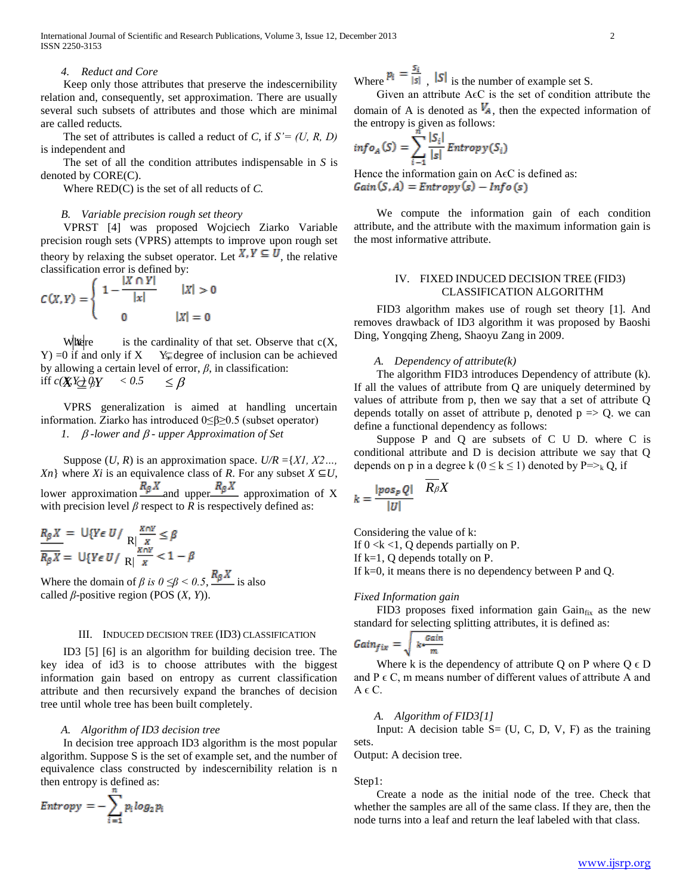### 4. *Reduct and Core*

Keep only those attributes that preserve the indescernibility relation and, consequently, set approximation. There are usually several such subsets of attributes and those which are minimal are called reducts.

The set of attributes is called a reduct of *C*, if *S'= (U, R, D)* is independent and

The set of all the condition attributes indispensable in *S* is denoted by CORE(C).

Where RED(C) is the set of all reducts of *C.*

### B. *Variable precision rough set theory*

VPRST [4] was proposed Wojciech Ziarko Variable precision rough sets (VPRS) attempts to improve upon rough set theory by relaxing the subset operator. Let $X, Y \subseteq U$, the relative classification error is defined by:

$$C(X,Y) = \begin{cases} 1 - \dfrac{|X \cap Y|}{|x|} & |X| > 0 \\ 0 & |X| = 0 \end{cases}$$

Where $|X|$ is the cardinality of that set. Observe that c(X, Y) =0 if and only if X $\subsetneq$ Y degree of inclusion can be achieved by allowing a certain level of error, *β*, in classification:
iff $c(X,Y) \le \beta$, $0 \le \beta < 0.5$

VPRS generalization is aimed at handling uncertain information. Ziarko has introduced 0≤β≥0.5 (subset operator)

1. *β -lower and β - upper Approximation of Set*

Suppose (*U*, *R*) is an approximation space. *U/R* ={*X1, X2…, Xn*} where *Xi* is an equivalence class of *R*. For any subset $X \subseteq U$, lower approximation $\underline{R_\beta X}$ and upper $\overline{R_\beta X}$ approximation of X with precision level *β* respect to *R* is respectively defined as:

$$\underline{R_\beta X} = \cup\{Y \in U/_R \mid \frac{X \cap Y}{X} \le \beta$$

$$\overline{R_\beta X} = \cup\{Y \in U/_R \mid \frac{X \cap Y}{X} < 1 - \beta$$

Where the domain of *β is 0 ≤β < 0.5*, $\underline{R_\beta X}$ is also called *β*-positive region (POS (*X*, *Y*)).

## III. Induced Decision Tree (ID3) Classification

ID3 [5] [6] is an algorithm for building decision tree. The key idea of id3 is to choose attributes with the biggest information gain based on entropy as current classification attribute and then recursively expand the branches of decision tree until whole tree has been built completely.

### A. *Algorithm of ID3 decision tree*

In decision tree approach ID3 algorithm is the most popular algorithm. Suppose S is the set of example set, and the number of equivalence class constructed by indescernibility relation is n then entropy is defined as:

$$Entropy = -\sum_{i=1}^{n} p_i \log_2 p_i$$

Where $p_i = \frac{S_i}{|S|}$ , $|S|$ is the number of example set S.

Given an attribute A϶C is the set of condition attribute the domain of A is denoted as $V_A$, then the expected information of the entropy is given as follows:

$$info_A(S) = \sum_{i=1}^{n} \frac{|S_i|}{|S|} Entropy(S_i)$$

Hence the information gain on A϶C is defined as:

$$Gain(S,A) = Entropy(s) - Info(s)$$

We compute the information gain of each condition attribute, and the attribute with the maximum information gain is the most informative attribute.

## IV. Fixed Induced Decision Tree (FID3) Classification Algorithm

FID3 algorithm makes use of rough set theory [1]. And removes drawback of ID3 algorithm it was proposed by Baoshi Ding, Yongqing Zheng, Shaoyu Zang in 2009.

### A. *Dependency of attribute(k)*

The algorithm FID3 introduces Dependency of attribute (k). If all the values of attribute from Q are uniquely determined by values of attribute from p, then we say that a set of attribute Q depends totally on asset of attribute p, denoted p => Q. we can define a functional dependency as follows:

Suppose P and Q are subsets of C U D. where C is conditional attribute and D is decision attribute we say that Q depends on p in a degree k ($0 \le k \le 1$) denoted by $P \Rightarrow_k Q$, if

$$k = \frac{|pos_P Q|}{|U|} \quad \overline{R_\beta X}$$

Considering the value of k:
If 0 <k <1, Q depends partially on P.
If k=1, Q depends totally on P.
If k=0, it means there is no dependency between P and Q.

*Fixed Information gain*

FID3 proposes fixed information gain $Gain_{fix}$ as the new standard for selecting splitting attributes, it is defined as:

$$Gain_{fix} = \sqrt{k \cdot \frac{Gain}{m}}$$

Where k is the dependency of attribute Q on P where Q ϵ D and P ϵ C, m means number of different values of attribute A and A ϵ C.

### A. *Algorithm of FID3[1]*

Input: A decision table S= (U, C, D, V, F) as the training sets.
Output: A decision tree.

Step1:

Create a node as the initial node of the tree. Check that whether the samples are all of the same class. If they are, then the node turns into a leaf and return the leaf labeled with that class.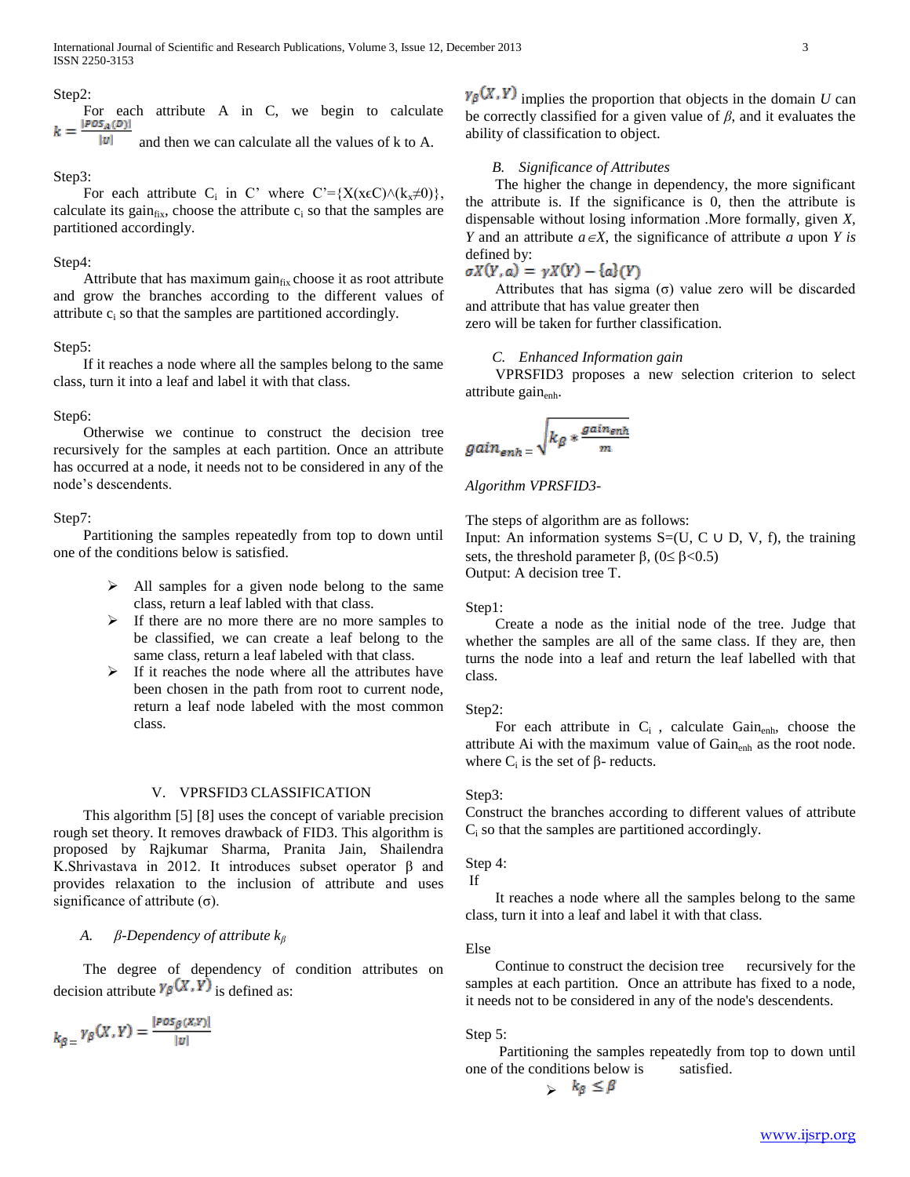Step2:

For each attribute A in C, we begin to calculate $k = \frac{|POS_A(D)|}{|U|}$ and then we can calculate all the values of k to A.

Step3:

For each attribute $C_i$ in C' where C'={X(x∈C)∧($k_x$≠0)}, calculate its $gain_{fix}$, choose the attribute $c_i$ so that the samples are partitioned accordingly.

Step4:

Attribute that has maximum $gain_{fix}$ choose it as root attribute and grow the branches according to the different values of attribute $c_i$ so that the samples are partitioned accordingly.

Step5:

If it reaches a node where all the samples belong to the same class, turn it into a leaf and label it with that class.

Step6:

Otherwise we continue to construct the decision tree recursively for the samples at each partition. Once an attribute has occurred at a node, it needs not to be considered in any of the node's descendents.

Step7:

Partitioning the samples repeatedly from top to down until one of the conditions below is satisfied.

- All samples for a given node belong to the same class, return a leaf labled with that class.
- If there are no more there are no more samples to be classified, we can create a leaf belong to the same class, return a leaf labeled with that class.
- If it reaches the node where all the attributes have been chosen in the path from root to current node, return a leaf node labeled with the most common class.

## V. VPRSFID3 Classification

This algorithm [5] [8] uses the concept of variable precision rough set theory. It removes drawback of FID3. This algorithm is proposed by Rajkumar Sharma, Pranita Jain, Shailendra K.Shrivastava in 2012. It introduces subset operator β and provides relaxation to the inclusion of attribute and uses significance of attribute (σ).

### *A. β-Dependency of attribute $k_\beta$*

The degree of dependency of condition attributes on decision attribute $\gamma_\beta(X,Y)$ is defined as:

$$k_\beta = \gamma_\beta(X,Y) = \frac{|POS_\beta(X,Y)|}{|U|}$$

$\gamma_\beta(X,Y)$ implies the proportion that objects in the domain *U* can be correctly classified for a given value of *β*, and it evaluates the ability of classification to object.

### *B. Significance of Attributes*

The higher the change in dependency, the more significant the attribute is. If the significance is 0, then the attribute is dispensable without losing information .More formally, given *X*, *Y* and an attribute *a*∈*X*, the significance of attribute *a* upon *Y is* defined by:

$$\sigma X(Y,a) = \gamma X(Y) - \{a\}(Y)$$

Attributes that has sigma (σ) value zero will be discarded and attribute that has value greater then
zero will be taken for further classification.

### *C. Enhanced Information gain*

VPRSFID3 proposes a new selection criterion to select attribute $gain_{enh}$.

$$gain_{enh} = \sqrt{k_\beta * \frac{gain_{enh}}{m}}$$

*Algorithm VPRSFID3-*

The steps of algorithm are as follows:
Input: An information systems S=(U, C ∪ D, V, f), the training sets, the threshold parameter β, (0≤ β<0.5)
Output: A decision tree T.

Step1:

Create a node as the initial node of the tree. Judge that whether the samples are all of the same class. If they are, then turns the node into a leaf and return the leaf labelled with that class.

Step2:

For each attribute in $C_i$ , calculate $Gain_{enh}$, choose the attribute Ai with the maximum value of $Gain_{enh}$ as the root node. where $C_i$ is the set of β- reducts.

Step3:
Construct the branches according to different values of attribute $C_i$ so that the samples are partitioned accordingly.

Step 4:
If

It reaches a node where all the samples belong to the same class, turn it into a leaf and label it with that class.

Else

Continue to construct the decision tree recursively for the samples at each partition. Once an attribute has fixed to a node, it needs not to be considered in any of the node's descendents.

Step 5:

Partitioning the samples repeatedly from top to down until one of the conditions below is satisfied.

- $k_\beta \leq \beta$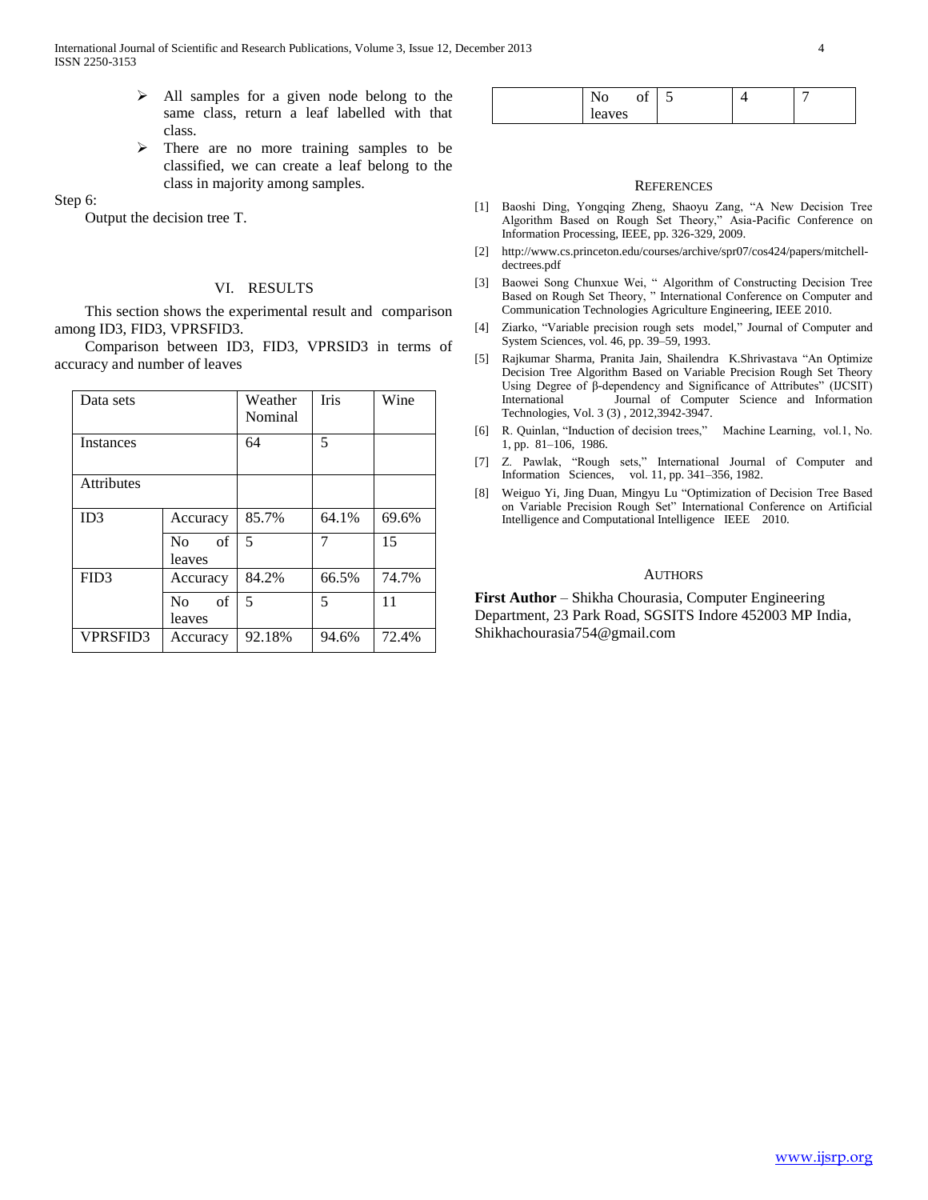- All samples for a given node belong to the same class, return a leaf labelled with that class.
- There are no more training samples to be classified, we can create a leaf belong to the class in majority among samples.

Step 6:

Output the decision tree T.

## VI. RESULTS

This section shows the experimental result and comparison among ID3, FID3, VPRSFID3.

Comparison between ID3, FID3, VPRSID3 in terms of accuracy and number of leaves

| Data sets | | Weather Nominal | Iris | Wine |
|---|---|---|---|---|
| Instances | | 64 | 5 | |
| Attributes | | | | |
| ID3 | Accuracy | 85.7% | 64.1% | 69.6% |
| | No of leaves | 5 | 7 | 15 |
| FID3 | Accuracy | 84.2% | 66.5% | 74.7% |
| | No of leaves | 5 | 5 | 11 |
| VPRSFID3 | Accuracy | 92.18% | 94.6% | 72.4% |
| | No of leaves | 5 | 4 | 7 |

## REFERENCES

[1] Baoshi Ding, Yongqing Zheng, Shaoyu Zang, "A New Decision Tree Algorithm Based on Rough Set Theory," Asia-Pacific Conference on Information Processing, IEEE, pp. 326-329, 2009.

[2] http://www.cs.princeton.edu/courses/archive/spr07/cos424/papers/mitchell-dectrees.pdf

[3] Baowei Song Chunxue Wei, " Algorithm of Constructing Decision Tree Based on Rough Set Theory, " International Conference on Computer and Communication Technologies Agriculture Engineering, IEEE 2010.

[4] Ziarko, "Variable precision rough sets model," Journal of Computer and System Sciences, vol. 46, pp. 39–59, 1993.

[5] Rajkumar Sharma, Pranita Jain, Shailendra K.Shrivastava "An Optimize Decision Tree Algorithm Based on Variable Precision Rough Set Theory Using Degree of β-dependency and Significance of Attributes" (IJCSIT) International Journal of Computer Science and Information Technologies, Vol. 3 (3) , 2012,3942-3947.

[6] R. Quinlan, "Induction of decision trees," Machine Learning, vol.1, No. 1, pp. 81–106, 1986.

[7] Z. Pawlak, "Rough sets," International Journal of Computer and Information Sciences, vol. 11, pp. 341–356, 1982.

[8] Weiguo Yi, Jing Duan, Mingyu Lu "Optimization of Decision Tree Based on Variable Precision Rough Set" International Conference on Artificial Intelligence and Computational Intelligence IEEE 2010.

## AUTHORS

**First Author** – Shikha Chourasia, Computer Engineering Department, 23 Park Road, SGSITS Indore 452003 MP India, Shikhachourasia754@gmail.com